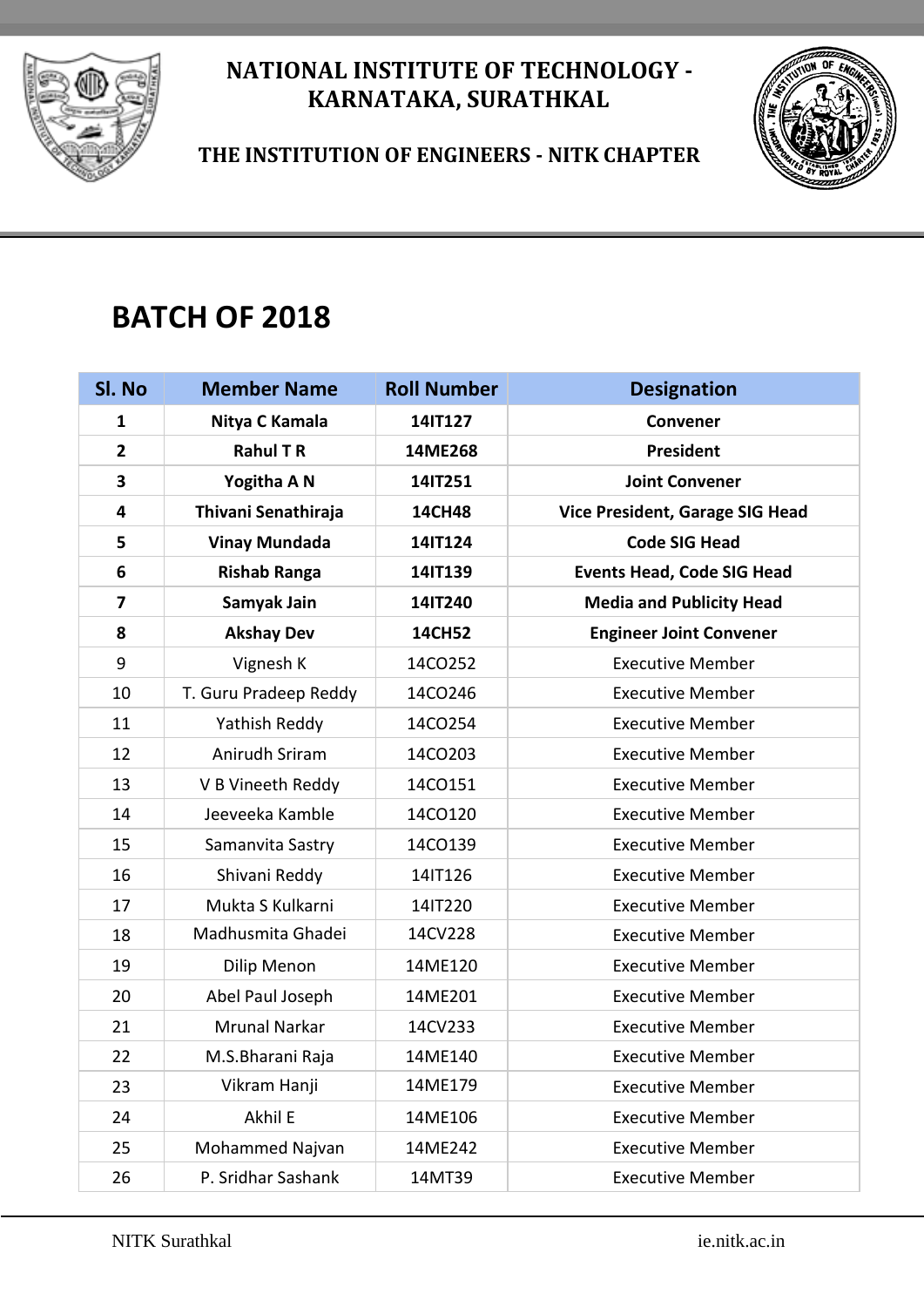# NATIONAL INSTITUTE OF TECHNOLOGY - KARNATAKA, SURATHKAL

## THE INSTITUTION OF ENGINEERS - NITK CHAPTER

# BATCH OF 2018

| Sl. No | Member Name | Roll Number | Designation |
|---|---|---|---|
| **1** | **Nitya C Kamala** | **14IT127** | **Convener** |
| **2** | **Rahul T R** | **14ME268** | **President** |
| **3** | **Yogitha A N** | **14IT251** | **Joint Convener** |
| **4** | **Thivani Senathiraja** | **14CH48** | **Vice President, Garage SIG Head** |
| **5** | **Vinay Mundada** | **14IT124** | **Code SIG Head** |
| **6** | **Rishab Ranga** | **14IT139** | **Events Head, Code SIG Head** |
| **7** | **Samyak Jain** | **14IT240** | **Media and Publicity Head** |
| **8** | **Akshay Dev** | **14CH52** | **Engineer Joint Convener** |
| 9 | Vignesh K | 14CO252 | Executive Member |
| 10 | T. Guru Pradeep Reddy | 14CO246 | Executive Member |
| 11 | Yathish Reddy | 14CO254 | Executive Member |
| 12 | Anirudh Sriram | 14CO203 | Executive Member |
| 13 | V B Vineeth Reddy | 14CO151 | Executive Member |
| 14 | Jeeveeka Kamble | 14CO120 | Executive Member |
| 15 | Samanvita Sastry | 14CO139 | Executive Member |
| 16 | Shivani Reddy | 14IT126 | Executive Member |
| 17 | Mukta S Kulkarni | 14IT220 | Executive Member |
| 18 | Madhusmita Ghadei | 14CV228 | Executive Member |
| 19 | Dilip Menon | 14ME120 | Executive Member |
| 20 | Abel Paul Joseph | 14ME201 | Executive Member |
| 21 | Mrunal Narkar | 14CV233 | Executive Member |
| 22 | M.S.Bharani Raja | 14ME140 | Executive Member |
| 23 | Vikram Hanji | 14ME179 | Executive Member |
| 24 | Akhil E | 14ME106 | Executive Member |
| 25 | Mohammed Najvan | 14ME242 | Executive Member |
| 26 | P. Sridhar Sashank | 14MT39 | Executive Member |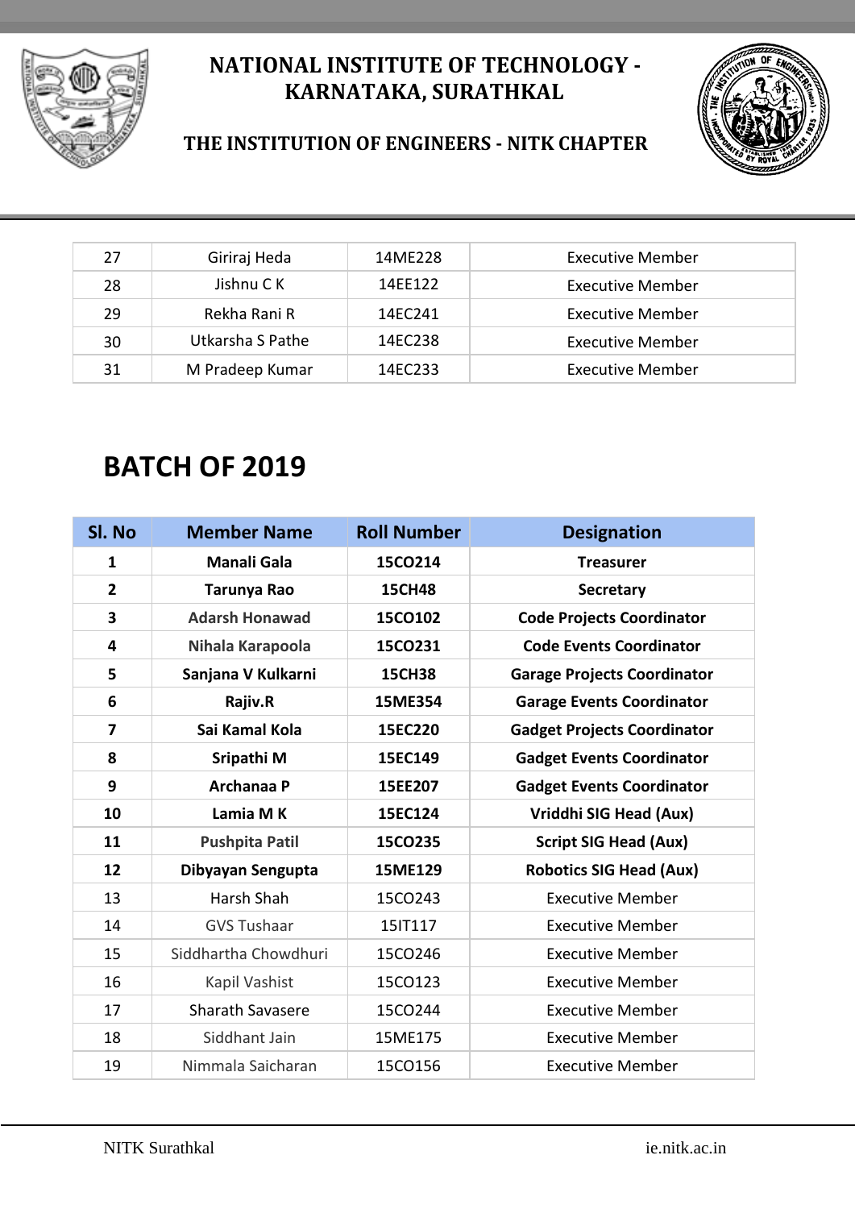| 27 | Giriraj Heda | 14ME228 | Executive Member |
|---|---|---|---|
| 28 | Jishnu C K | 14EE122 | Executive Member |
| 29 | Rekha Rani R | 14EC241 | Executive Member |
| 30 | Utkarsha S Pathe | 14EC238 | Executive Member |
| 31 | M Pradeep Kumar | 14EC233 | Executive Member |

# BATCH OF 2019

| Sl. No | Member Name | Roll Number | Designation |
|---|---|---|---|
| **1** | **Manali Gala** | **15CO214** | **Treasurer** |
| **2** | **Tarunya Rao** | **15CH48** | **Secretary** |
| **3** | **Adarsh Honawad** | **15CO102** | **Code Projects Coordinator** |
| **4** | **Nihala Karapoola** | **15CO231** | **Code Events Coordinator** |
| **5** | **Sanjana V Kulkarni** | **15CH38** | **Garage Projects Coordinator** |
| **6** | **Rajiv.R** | **15ME354** | **Garage Events Coordinator** |
| **7** | **Sai Kamal Kola** | **15EC220** | **Gadget Projects Coordinator** |
| **8** | **Sripathi M** | **15EC149** | **Gadget Events Coordinator** |
| **9** | **Archanaa P** | **15EE207** | **Gadget Events Coordinator** |
| **10** | **Lamia M K** | **15EC124** | **Vriddhi SIG Head (Aux)** |
| **11** | **Pushpita Patil** | **15CO235** | **Script SIG Head (Aux)** |
| **12** | **Dibyayan Sengupta** | **15ME129** | **Robotics SIG Head (Aux)** |
| 13 | Harsh Shah | 15CO243 | Executive Member |
| 14 | GVS Tushaar | 15IT117 | Executive Member |
| 15 | Siddhartha Chowdhuri | 15CO246 | Executive Member |
| 16 | Kapil Vashist | 15CO123 | Executive Member |
| 17 | Sharath Savasere | 15CO244 | Executive Member |
| 18 | Siddhant Jain | 15ME175 | Executive Member |
| 19 | Nimmala Saicharan | 15CO156 | Executive Member |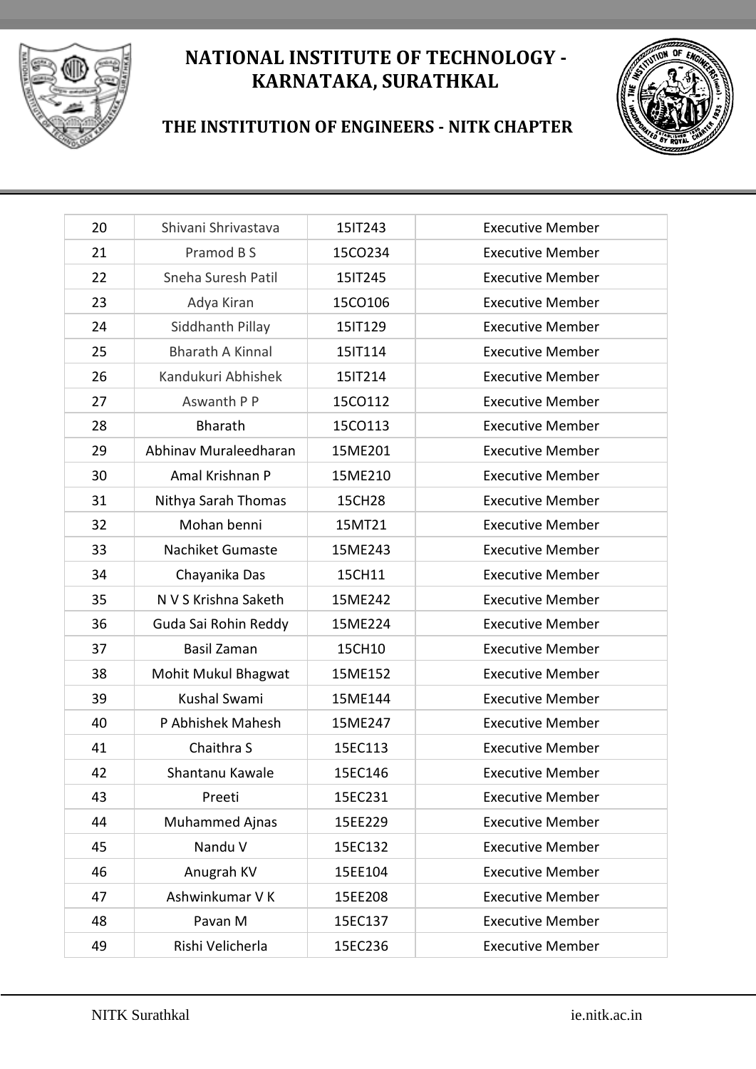# NATIONAL INSTITUTE OF TECHNOLOGY - KARNATAKA, SURATHKAL

## THE INSTITUTION OF ENGINEERS - NITK CHAPTER

| | | | |
|---|---|---|---|
| 20 | Shivani Shrivastava | 15IT243 | Executive Member |
| 21 | Pramod B S | 15CO234 | Executive Member |
| 22 | Sneha Suresh Patil | 15IT245 | Executive Member |
| 23 | Adya Kiran | 15CO106 | Executive Member |
| 24 | Siddhanth Pillay | 15IT129 | Executive Member |
| 25 | Bharath A Kinnal | 15IT114 | Executive Member |
| 26 | Kandukuri Abhishek | 15IT214 | Executive Member |
| 27 | Aswanth P P | 15CO112 | Executive Member |
| 28 | Bharath | 15CO113 | Executive Member |
| 29 | Abhinav Muraleedharan | 15ME201 | Executive Member |
| 30 | Amal Krishnan P | 15ME210 | Executive Member |
| 31 | Nithya Sarah Thomas | 15CH28 | Executive Member |
| 32 | Mohan benni | 15MT21 | Executive Member |
| 33 | Nachiket Gumaste | 15ME243 | Executive Member |
| 34 | Chayanika Das | 15CH11 | Executive Member |
| 35 | N V S Krishna Saketh | 15ME242 | Executive Member |
| 36 | Guda Sai Rohin Reddy | 15ME224 | Executive Member |
| 37 | Basil Zaman | 15CH10 | Executive Member |
| 38 | Mohit Mukul Bhagwat | 15ME152 | Executive Member |
| 39 | Kushal Swami | 15ME144 | Executive Member |
| 40 | P Abhishek Mahesh | 15ME247 | Executive Member |
| 41 | Chaithra S | 15EC113 | Executive Member |
| 42 | Shantanu Kawale | 15EC146 | Executive Member |
| 43 | Preeti | 15EC231 | Executive Member |
| 44 | Muhammed Ajnas | 15EE229 | Executive Member |
| 45 | Nandu V | 15EC132 | Executive Member |
| 46 | Anugrah KV | 15EE104 | Executive Member |
| 47 | Ashwinkumar V K | 15EE208 | Executive Member |
| 48 | Pavan M | 15EC137 | Executive Member |
| 49 | Rishi Velicherla | 15EC236 | Executive Member |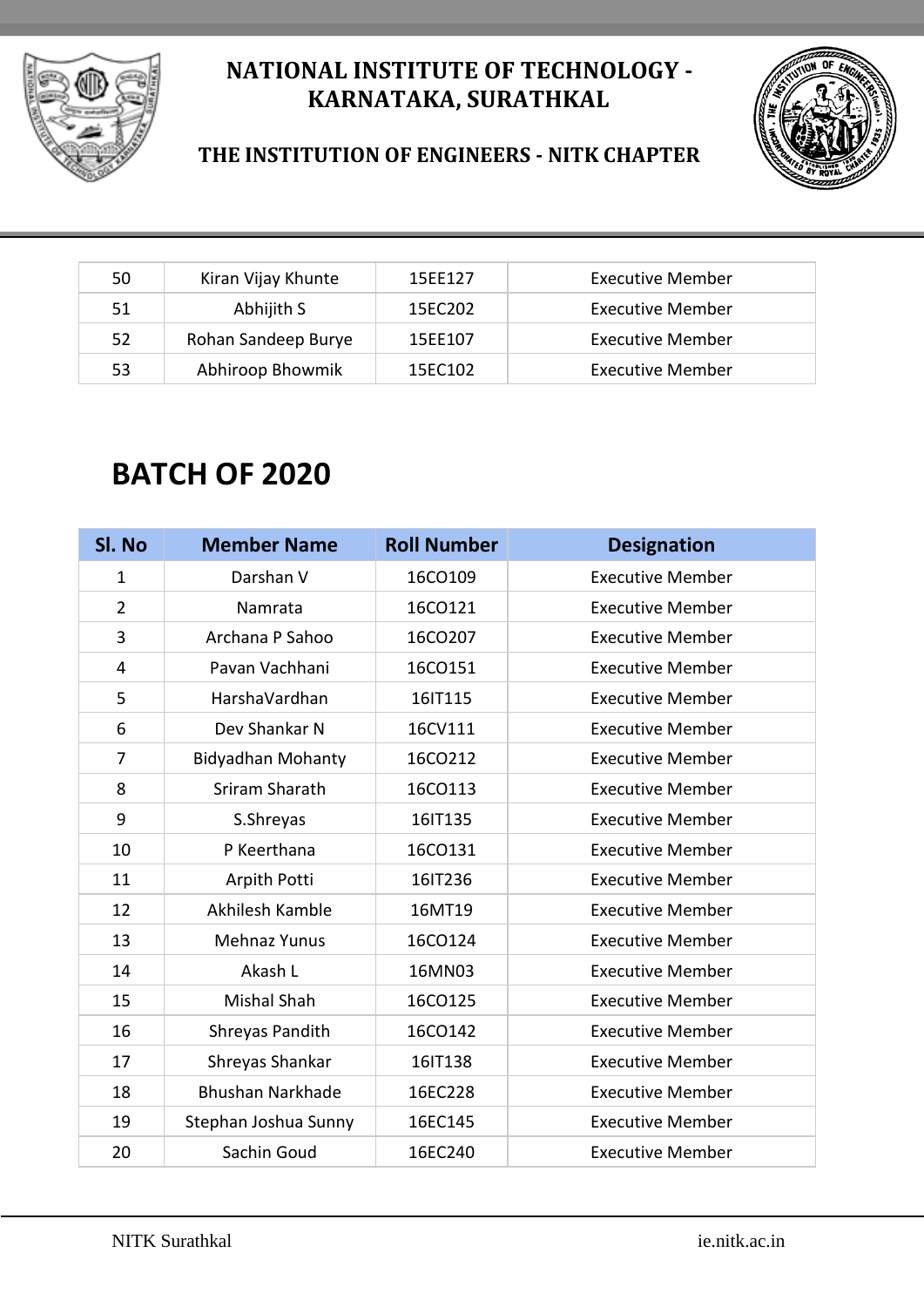| 50 | Kiran Vijay Khunte | 15EE127 | Executive Member |
|---|---|---|---|
| 51 | Abhijith S | 15EC202 | Executive Member |
| 52 | Rohan Sandeep Burye | 15EE107 | Executive Member |
| 53 | Abhiroop Bhowmik | 15EC102 | Executive Member |

# BATCH OF 2020

| Sl. No | Member Name | Roll Number | Designation |
|---|---|---|---|
| 1 | Darshan V | 16CO109 | Executive Member |
| 2 | Namrata | 16CO121 | Executive Member |
| 3 | Archana P Sahoo | 16CO207 | Executive Member |
| 4 | Pavan Vachhani | 16CO151 | Executive Member |
| 5 | HarshaVardhan | 16IT115 | Executive Member |
| 6 | Dev Shankar N | 16CV111 | Executive Member |
| 7 | Bidyadhan Mohanty | 16CO212 | Executive Member |
| 8 | Sriram Sharath | 16CO113 | Executive Member |
| 9 | S.Shreyas | 16IT135 | Executive Member |
| 10 | P Keerthana | 16CO131 | Executive Member |
| 11 | Arpith Potti | 16IT236 | Executive Member |
| 12 | Akhilesh Kamble | 16MT19 | Executive Member |
| 13 | Mehnaz Yunus | 16CO124 | Executive Member |
| 14 | Akash L | 16MN03 | Executive Member |
| 15 | Mishal Shah | 16CO125 | Executive Member |
| 16 | Shreyas Pandith | 16CO142 | Executive Member |
| 17 | Shreyas Shankar | 16IT138 | Executive Member |
| 18 | Bhushan Narkhade | 16EC228 | Executive Member |
| 19 | Stephan Joshua Sunny | 16EC145 | Executive Member |
| 20 | Sachin Goud | 16EC240 | Executive Member |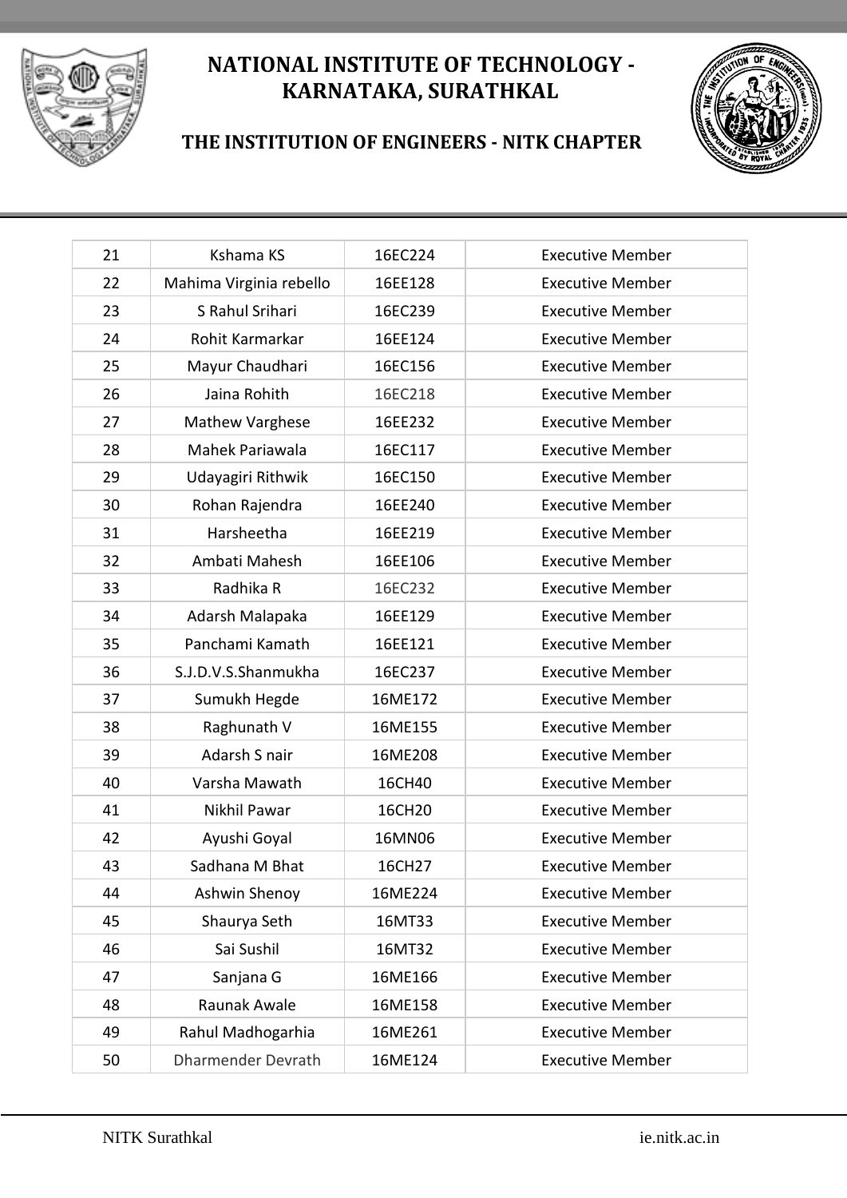| 21 | Kshama KS | 16EC224 | Executive Member |
|---|---|---|---|
| 22 | Mahima Virginia rebello | 16EE128 | Executive Member |
| 23 | S Rahul Srihari | 16EC239 | Executive Member |
| 24 | Rohit Karmarkar | 16EE124 | Executive Member |
| 25 | Mayur Chaudhari | 16EC156 | Executive Member |
| 26 | Jaina Rohith | 16EC218 | Executive Member |
| 27 | Mathew Varghese | 16EE232 | Executive Member |
| 28 | Mahek Pariawala | 16EC117 | Executive Member |
| 29 | Udayagiri Rithwik | 16EC150 | Executive Member |
| 30 | Rohan Rajendra | 16EE240 | Executive Member |
| 31 | Harsheetha | 16EE219 | Executive Member |
| 32 | Ambati Mahesh | 16EE106 | Executive Member |
| 33 | Radhika R | 16EC232 | Executive Member |
| 34 | Adarsh Malapaka | 16EE129 | Executive Member |
| 35 | Panchami Kamath | 16EE121 | Executive Member |
| 36 | S.J.D.V.S.Shanmukha | 16EC237 | Executive Member |
| 37 | Sumukh Hegde | 16ME172 | Executive Member |
| 38 | Raghunath V | 16ME155 | Executive Member |
| 39 | Adarsh S nair | 16ME208 | Executive Member |
| 40 | Varsha Mawath | 16CH40 | Executive Member |
| 41 | Nikhil Pawar | 16CH20 | Executive Member |
| 42 | Ayushi Goyal | 16MN06 | Executive Member |
| 43 | Sadhana M Bhat | 16CH27 | Executive Member |
| 44 | Ashwin Shenoy | 16ME224 | Executive Member |
| 45 | Shaurya Seth | 16MT33 | Executive Member |
| 46 | Sai Sushil | 16MT32 | Executive Member |
| 47 | Sanjana G | 16ME166 | Executive Member |
| 48 | Raunak Awale | 16ME158 | Executive Member |
| 49 | Rahul Madhogarhia | 16ME261 | Executive Member |
| 50 | Dharmender Devrath | 16ME124 | Executive Member |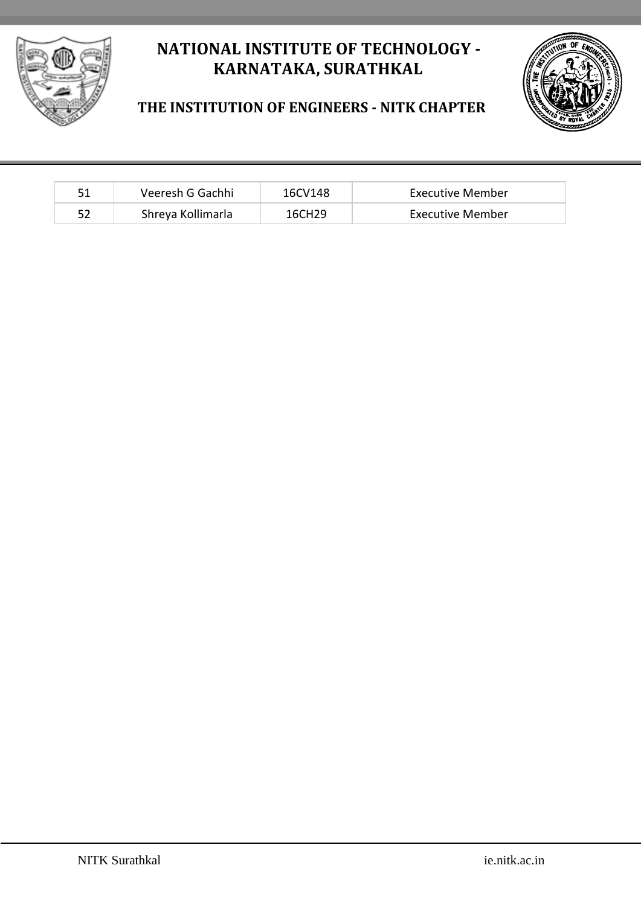| | | | |
|---|---|---|---|
| 51 | Veeresh G Gachhi | 16CV148 | Executive Member |
| 52 | Shreya Kollimarla | 16CH29 | Executive Member |